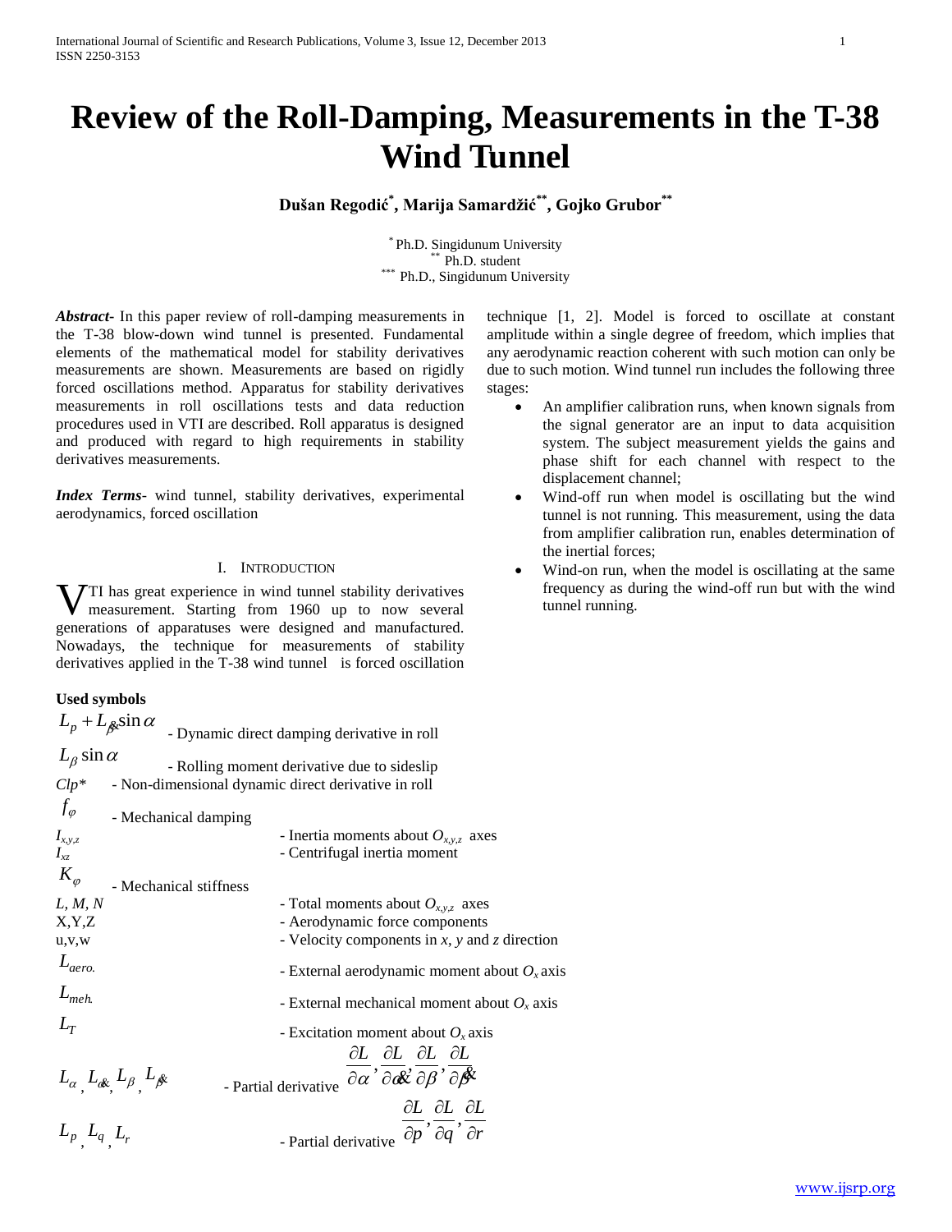# Review of the Roll-Damping, Measurements in the T-38 Wind Tunnel

**Dušan Regodić[*], Marija Samardžić[**], Gojko Grubor[**]**

[*] Ph.D. Singidunum University
[**] Ph.D. student
[***] Ph.D., Singidunum University

***Abstract*-** In this paper review of roll-damping measurements in the T-38 blow-down wind tunnel is presented. Fundamental elements of the mathematical model for stability derivatives measurements are shown. Measurements are based on rigidly forced oscillations method. Apparatus for stability derivatives measurements in roll oscillations tests and data reduction procedures used in VTI are described. Roll apparatus is designed and produced with regard to high requirements in stability derivatives measurements.

***Index Terms*-** wind tunnel, stability derivatives, experimental aerodynamics, forced oscillation

## I. Introduction

VTI has great experience in wind tunnel stability derivatives measurement. Starting from 1960 up to now several generations of apparatuses were designed and manufactured. Nowadays, the technique for measurements of stability derivatives applied in the T-38 wind tunnel is forced oscillation technique [1, 2]. Model is forced to oscillate at constant amplitude within a single degree of freedom, which implies that any aerodynamic reaction coherent with such motion can only be due to such motion. Wind tunnel run includes the following three stages:

- An amplifier calibration runs, when known signals from the signal generator are an input to data acquisition system. The subject measurement yields the gains and phase shift for each channel with respect to the displacement channel;
- Wind-off run when model is oscillating but the wind tunnel is not running. This measurement, using the data from amplifier calibration run, enables determination of the inertial forces;
- Wind-on run, when the model is oscillating at the same frequency as during the wind-off run but with the wind tunnel running.

**Used symbols**

- $L_p + L_{\dot{\beta}} \sin\alpha$ - Dynamic direct damping derivative in roll
- $L_\beta \sin\alpha$ - Rolling moment derivative due to sideslip
- $Clp^*$ - Non-dimensional dynamic direct derivative in roll
- $f_\varphi$ - Mechanical damping
- $I_{x,y,z}$ - Inertia moments about $O_{x,y,z}$ axes
- $I_{xz}$ - Centrifugal inertia moment
- $K_\varphi$ - Mechanical stiffness
- $L, M, N$ - Total moments about $O_{x,y,z}$ axes
- X,Y,Z - Aerodynamic force components
- u,v,w - Velocity components in *x*, *y* and *z* direction
- $L_{aero.}$ - External aerodynamic moment about $O_x$ axis
- $L_{meh.}$ - External mechanical moment about $O_x$ axis
- $L_T$ - Excitation moment about $O_x$ axis
- $L_\alpha, L_{\dot{\alpha}}, L_\beta, L_{\dot{\beta}}$ - Partial derivative $\frac{\partial L}{\partial \alpha}, \frac{\partial L}{\partial \dot{\alpha}}, \frac{\partial L}{\partial \beta}, \frac{\partial L}{\partial \dot{\beta}}$
- $L_p, L_q, L_r$ - Partial derivative $\frac{\partial L}{\partial p}, \frac{\partial L}{\partial q}, \frac{\partial L}{\partial r}$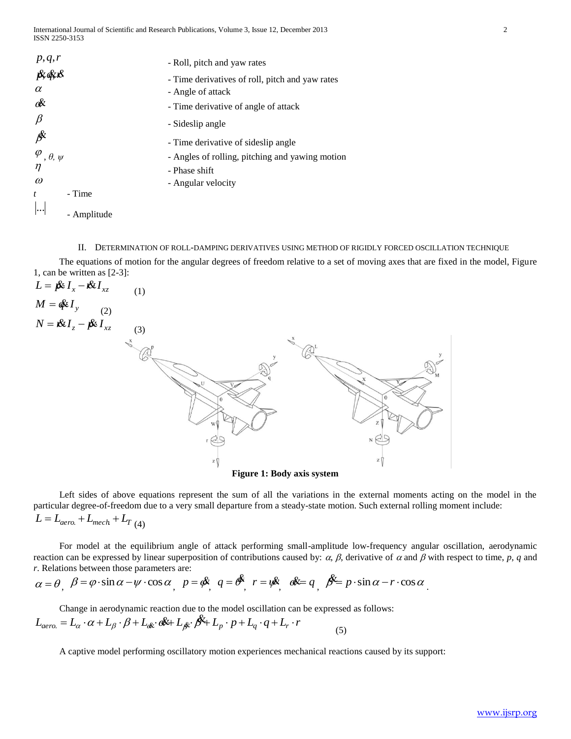| | |
|---|---|
| $p, q, r$ | - Roll, pitch and yaw rates |
| $\dot{p}, \dot{q}, \dot{r}$ | - Time derivatives of roll, pitch and yaw rates |
| $\alpha$ | - Angle of attack |
| $\dot{\alpha}$ | - Time derivative of angle of attack |
| $\beta$ | - Sideslip angle |
| $\dot{\beta}$ | - Time derivative of sideslip angle |
| $\varphi, \theta, \psi$ | - Angles of rolling, pitching and yawing motion |
| $\eta$ | - Phase shift |
| $\omega$ | - Angular velocity |
| $t$ | - Time |
| $\lvert ... \rvert$ | - Amplitude |

## II. Determination of Roll-Damping Derivatives Using Method of Rigidly Forced Oscillation Technique

The equations of motion for the angular degrees of freedom relative to a set of moving axes that are fixed in the model, Figure 1, can be written as [2-3]:

$$L = \dot{p} I_x - \dot{r} I_{xz} \quad (1)$$

$$M = \dot{q} I_y \quad (2)$$

$$N = \dot{r} I_z - \dot{p} I_{xz} \quad (3)$$

**Figure 1: Body axis system**

Left sides of above equations represent the sum of all the variations in the external moments acting on the model in the particular degree-of-freedom due to a very small departure from a steady-state motion. Such external rolling moment include:

$$L = L_{aero.} + L_{mech.} + L_T \quad (4)$$

For model at the equilibrium angle of attack performing small-amplitude low-frequency angular oscillation, aerodynamic reaction can be expressed by linear superposition of contributions caused by: $\alpha$, $\beta$, derivative of $\alpha$ and $\beta$ with respect to time, $p$, $q$ and $r$. Relations between those parameters are:

$$\alpha = \theta, \quad \beta = \varphi \cdot \sin\alpha - \psi \cdot \cos\alpha, \quad p = \dot{\varphi}, \quad q = \dot{\theta}, \quad r = \dot{\psi}, \quad \dot{\alpha} = q, \quad \dot{\beta} = p \cdot \sin\alpha - r \cdot \cos\alpha.$$

Change in aerodynamic reaction due to the model oscillation can be expressed as follows:

$$L_{aero.} = L_\alpha \cdot \alpha + L_\beta \cdot \beta + L_{\dot{\alpha}} \cdot \dot{\alpha} + L_{\dot{\beta}} \cdot \dot{\beta} + L_p \cdot p + L_q \cdot q + L_r \cdot r \quad (5)$$

A captive model performing oscillatory motion experiences mechanical reactions caused by its support: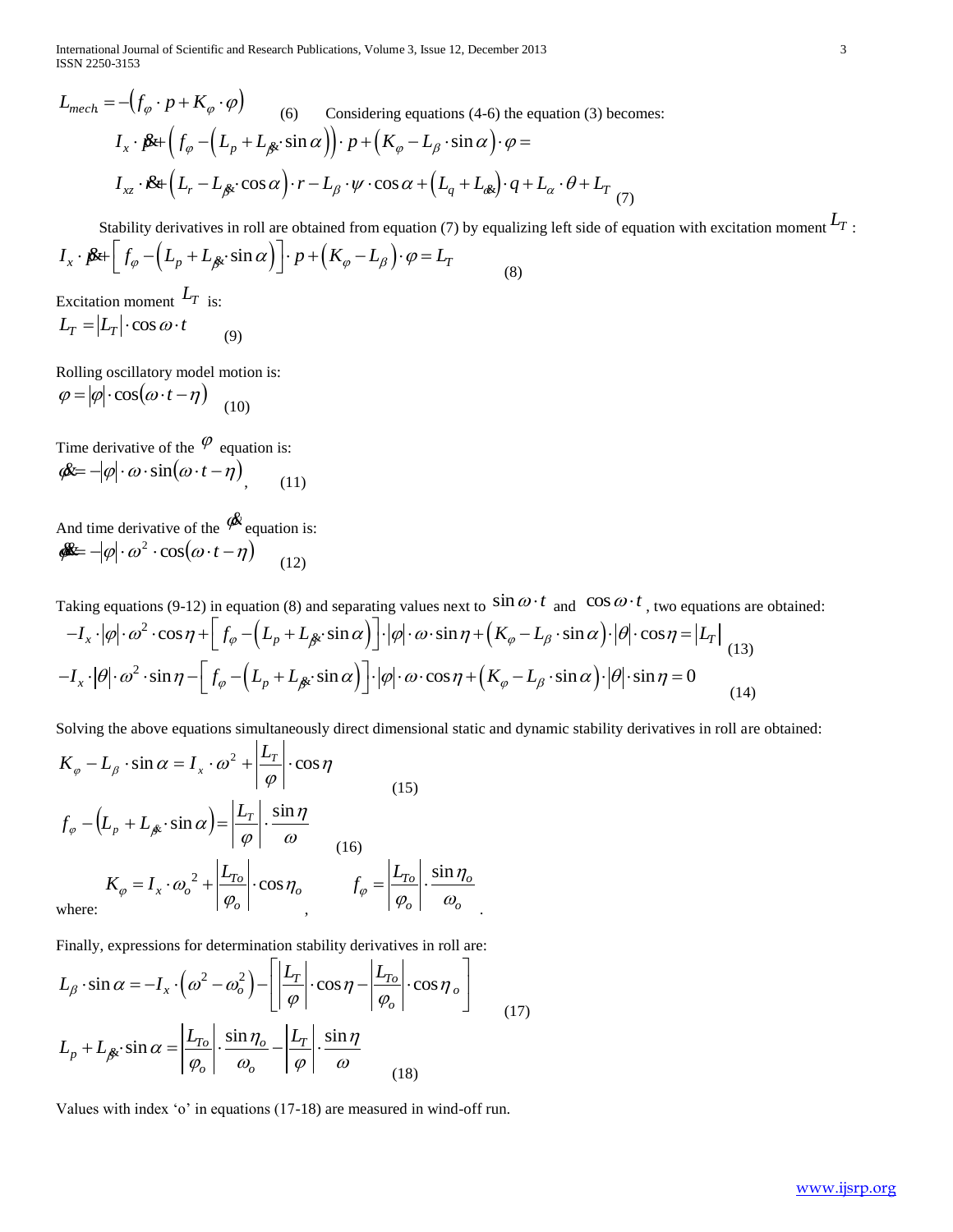$$L_{mech} = -\left(f_{\varphi} \cdot p + K_{\varphi} \cdot \varphi\right) \quad (6)$$

Considering equations (4-6) the equation (3) becomes:

$$I_x \cdot \dot{p} + \left(f_{\varphi} - \left(L_p + L_{\dot{\beta}} \cdot \sin\alpha\right)\right) \cdot p + \left(K_{\varphi} - L_{\beta} \cdot \sin\alpha\right) \cdot \varphi =$$
$$I_{xz} \cdot \dot{r} + \left(L_r - L_{\dot{\beta}} \cdot \cos\alpha\right) \cdot r - L_{\beta} \cdot \psi \cdot \cos\alpha + \left(L_q + L_{\dot{\alpha}}\right) \cdot q + L_{\alpha} \cdot \theta + L_T \quad (7)$$

Stability derivatives in roll are obtained from equation (7) by equalizing left side of equation with excitation moment $L_T$ :

$$I_x \cdot \dot{p} + \left[f_{\varphi} - \left(L_p + L_{\dot{\beta}} \cdot \sin\alpha\right)\right] \cdot p + \left(K_{\varphi} - L_{\beta}\right) \cdot \varphi = L_T \quad (8)$$

Excitation moment $L_T$ is:

$$L_T = \left|L_T\right| \cdot \cos\omega \cdot t \quad (9)$$

Rolling oscillatory model motion is:

$$\varphi = \left|\varphi\right| \cdot \cos(\omega \cdot t - \eta) \quad (10)$$

Time derivative of the $\varphi$ equation is:

$$\dot{\varphi} = -\left|\varphi\right| \cdot \omega \cdot \sin(\omega \cdot t - \eta), \quad (11)$$

And time derivative of the $\dot{\varphi}$ equation is:

$$\ddot{\varphi} = -\left|\varphi\right| \cdot \omega^2 \cdot \cos(\omega \cdot t - \eta) \quad (12)$$

Taking equations (9-12) in equation (8) and separating values next to $\sin\omega \cdot t$ and $\cos\omega \cdot t$, two equations are obtained:

$$-I_x \cdot \left|\varphi\right| \cdot \omega^2 \cdot \cos\eta + \left[f_{\varphi} - \left(L_p + L_{\dot{\beta}} \cdot \sin\alpha\right)\right] \cdot \left|\varphi\right| \cdot \omega \cdot \sin\eta + \left(K_{\varphi} - L_{\beta} \cdot \sin\alpha\right) \cdot \left|\theta\right| \cdot \cos\eta = \left|L_T\right| \quad (13)$$

$$-I_x \cdot \left|\theta\right| \cdot \omega^2 \cdot \sin\eta - \left[f_{\varphi} - \left(L_p + L_{\dot{\beta}} \cdot \sin\alpha\right)\right] \cdot \left|\varphi\right| \cdot \omega \cdot \cos\eta + \left(K_{\varphi} - L_{\beta} \cdot \sin\alpha\right) \cdot \left|\theta\right| \cdot \sin\eta = 0 \quad (14)$$

Solving the above equations simultaneously direct dimensional static and dynamic stability derivatives in roll are obtained:

$$K_{\varphi} - L_{\beta} \cdot \sin\alpha = I_x \cdot \omega^2 + \left|\frac{L_T}{\varphi}\right| \cdot \cos\eta \quad (15)$$

$$f_{\varphi} - \left(L_p + L_{\dot{\beta}} \cdot \sin\alpha\right) = \left|\frac{L_T}{\varphi}\right| \cdot \frac{\sin\eta}{\omega} \quad (16)$$

where: $K_{\varphi} = I_x \cdot \omega_o^{\,2} + \left|\dfrac{L_{To}}{\varphi_o}\right| \cdot \cos\eta_o$, $\quad f_{\varphi} = \left|\dfrac{L_{To}}{\varphi_o}\right| \cdot \dfrac{\sin\eta_o}{\omega_o}$.

Finally, expressions for determination stability derivatives in roll are:

$$L_{\beta} \cdot \sin\alpha = -I_x \cdot \left(\omega^2 - \omega_o^2\right) - \left[\left|\frac{L_T}{\varphi}\right| \cdot \cos\eta - \left|\frac{L_{To}}{\varphi_o}\right| \cdot \cos\eta_o\right] \quad (17)$$

$$L_p + L_{\dot{\beta}} \cdot \sin\alpha = \left|\frac{L_{To}}{\varphi_o}\right| \cdot \frac{\sin\eta_o}{\omega_o} - \left|\frac{L_T}{\varphi}\right| \cdot \frac{\sin\eta}{\omega} \quad (18)$$

Values with index 'o' in equations (17-18) are measured in wind-off run.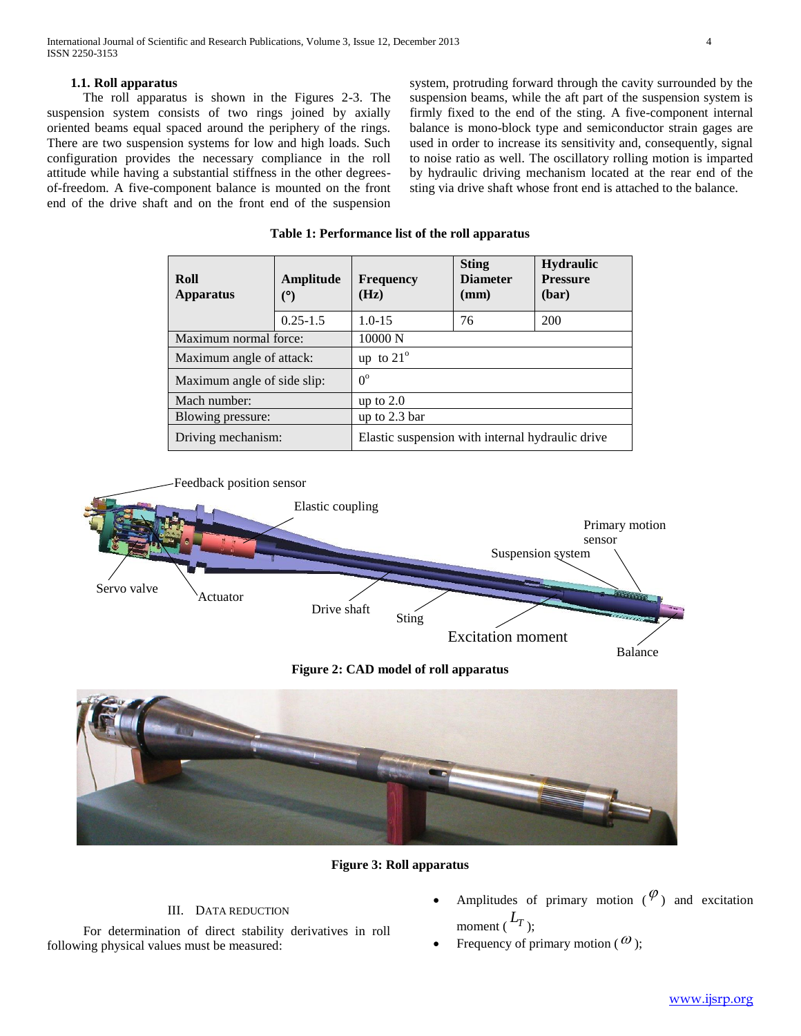### 1.1. Roll apparatus

The roll apparatus is shown in the Figures 2-3. The suspension system consists of two rings joined by axially oriented beams equal spaced around the periphery of the rings. There are two suspension systems for low and high loads. Such configuration provides the necessary compliance in the roll attitude while having a substantial stiffness in the other degrees-of-freedom. A five-component balance is mounted on the front end of the drive shaft and on the front end of the suspension system, protruding forward through the cavity surrounded by the suspension beams, while the aft part of the suspension system is firmly fixed to the end of the sting. A five-component internal balance is mono-block type and semiconductor strain gages are used in order to increase its sensitivity and, consequently, signal to noise ratio as well. The oscillatory rolling motion is imparted by hydraulic driving mechanism located at the rear end of the sting via drive shaft whose front end is attached to the balance.

**Table 1: Performance list of the roll apparatus**

| Roll Apparatus | Amplitude (°) | Frequency (Hz) | Sting Diameter (mm) | Hydraulic Pressure (bar) |
|---|---|---|---|---|
| | 0.25-1.5 | 1.0-15 | 76 | 200 |
| Maximum normal force: | | 10000 N | | |
| Maximum angle of attack: | | up to 21° | | |
| Maximum angle of side slip: | | 0° | | |
| Mach number: | | up to 2.0 | | |
| Blowing pressure: | | up to 2.3 bar | | |
| Driving mechanism: | | Elastic suspension with internal hydraulic drive | | |

Feedback position sensor, Elastic coupling, Primary motion sensor, Suspension system, Servo valve, Actuator, Drive shaft, Sting, Excitation moment, Balance

**Figure 2: CAD model of roll apparatus**

**Figure 3: Roll apparatus**

## III. Data Reduction

For determination of direct stability derivatives in roll following physical values must be measured:

- Amplitudes of primary motion ($\varphi$) and excitation moment ($L_T$);
- Frequency of primary motion ($\omega$);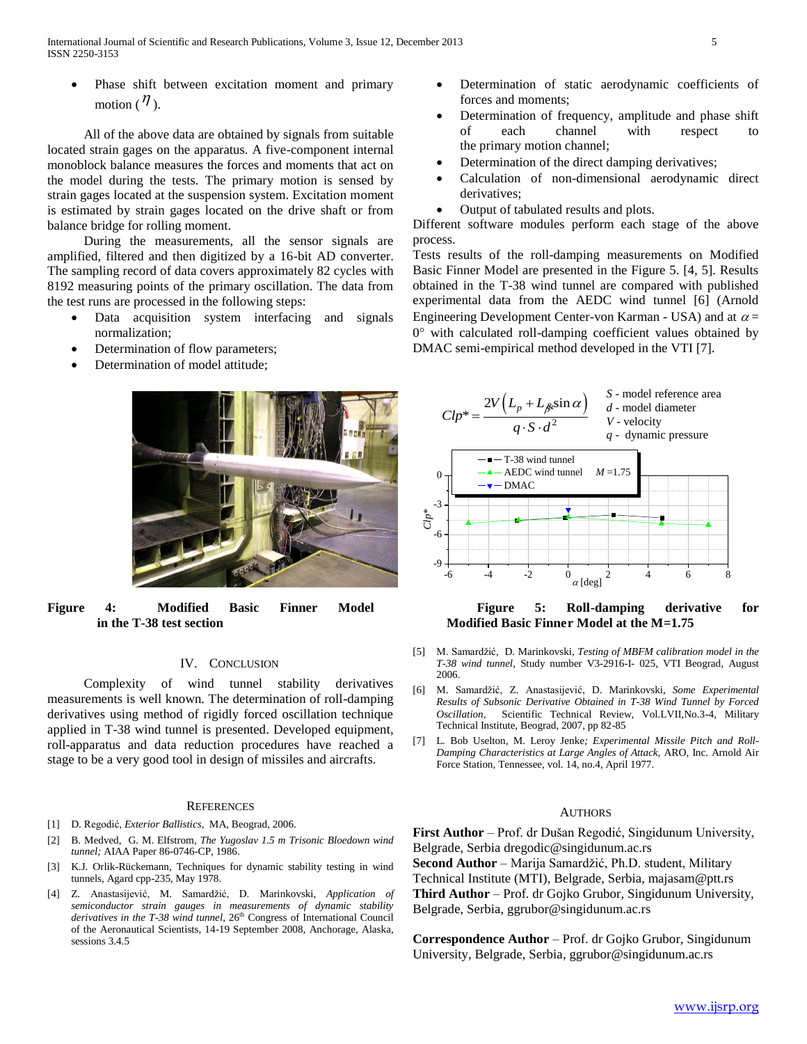- Phase shift between excitation moment and primary motion ($\eta$).

All of the above data are obtained by signals from suitable located strain gages on the apparatus. A five-component internal monoblock balance measures the forces and moments that act on the model during the tests. The primary motion is sensed by strain gages located at the suspension system. Excitation moment is estimated by strain gages located on the drive shaft or from balance bridge for rolling moment.

During the measurements, all the sensor signals are amplified, filtered and then digitized by a 16-bit AD converter. The sampling record of data covers approximately 82 cycles with 8192 measuring points of the primary oscillation. The data from the test runs are processed in the following steps:

- Data acquisition system interfacing and signals normalization;
- Determination of flow parameters;
- Determination of model attitude;
- Determination of static aerodynamic coefficients of forces and moments;
- Determination of frequency, amplitude and phase shift of each channel with respect to the primary motion channel;
- Determination of the direct damping derivatives;
- Calculation of non-dimensional aerodynamic direct derivatives;
- Output of tabulated results and plots.

Different software modules perform each stage of the above process.

Tests results of the roll-damping measurements on Modified Basic Finner Model are presented in the Figure 5. [4, 5]. Results obtained in the T-38 wind tunnel are compared with published experimental data from the AEDC wind tunnel [6] (Arnold Engineering Development Center-von Karman - USA) and at $\alpha = 0°$ with calculated roll-damping coefficient values obtained by DMAC semi-empirical method developed in the VTI [7].

**Figure 4: Modified Basic Finner Model in the T-38 test section**

$$Clp^* = \frac{2V\left(L_p + L_{\dot{\beta}}\sin\alpha\right)}{q \cdot S \cdot d^2}$$

$S$ - model reference area
$d$ - model diameter
$V$ - velocity
$q$ - dynamic pressure

**Figure 5: Roll-damping derivative for Modified Basic Finner Model at the M=1.75**

## IV. Conclusion

Complexity of wind tunnel stability derivatives measurements is well known. The determination of roll-damping derivatives using method of rigidly forced oscillation technique applied in T-38 wind tunnel is presented. Developed equipment, roll-apparatus and data reduction procedures have reached a stage to be a very good tool in design of missiles and aircrafts.

## References

[1] D. Regodić, *Exterior Ballistics*, MA, Beograd, 2006.

[2] B. Medved, G. M. Elfstrom, *The Yugoslav 1.5 m Trisonic Bloedown wind tunnel;* AIAA Paper 86-0746-CP, 1986.

[3] K.J. Orlik-Rückemann, Techniques for dynamic stability testing in wind tunnels, Agard cpp-235, May 1978.

[4] Z. Anastasijević, M. Samardžić, D. Marinkovski, *Application of semiconductor strain gauges in measurements of dynamic stability derivatives in the T-38 wind tunnel*, 26th Congress of International Council of the Aeronautical Scientists, 14-19 September 2008, Anchorage, Alaska, sessions 3.4.5

[5] M. Samardžić, D. Marinkovski, *Testing of MBFM calibration model in the T-38 wind tunnel*, Study number V3-2916-I- 025, VTI Beograd, August 2006.

[6] M. Samardžić, Z. Anastasijević, D. Marinkovski, *Some Experimental Results of Subsonic Derivative Obtained in T-38 Wind Tunnel by Forced Oscillation,* Scientific Technical Review, Vol.LVII,No.3-4, Military Technical Institute, Beograd, 2007, pp 82-85

[7] L. Bob Uselton, M. Leroy Jenke*; Experimental Missile Pitch and Roll-Damping Characteristics at Large Angles of Attack*, ARO, Inc. Arnold Air Force Station, Tennessee, vol. 14, no.4, April 1977.

## Authors

**First Author** – Prof. dr Dušan Regodić, Singidunum University, Belgrade, Serbia dregodic@singidunum.ac.rs

**Second Author** – Marija Samardžić, Ph.D. student, Military Technical Institute (MTI), Belgrade, Serbia, majasam@ptt.rs

**Third Author** – Prof. dr Gojko Grubor, Singidunum University, Belgrade, Serbia, ggrubor@singidunum.ac.rs

**Correspondence Author** – Prof. dr Gojko Grubor, Singidunum University, Belgrade, Serbia, ggrubor@singidunum.ac.rs